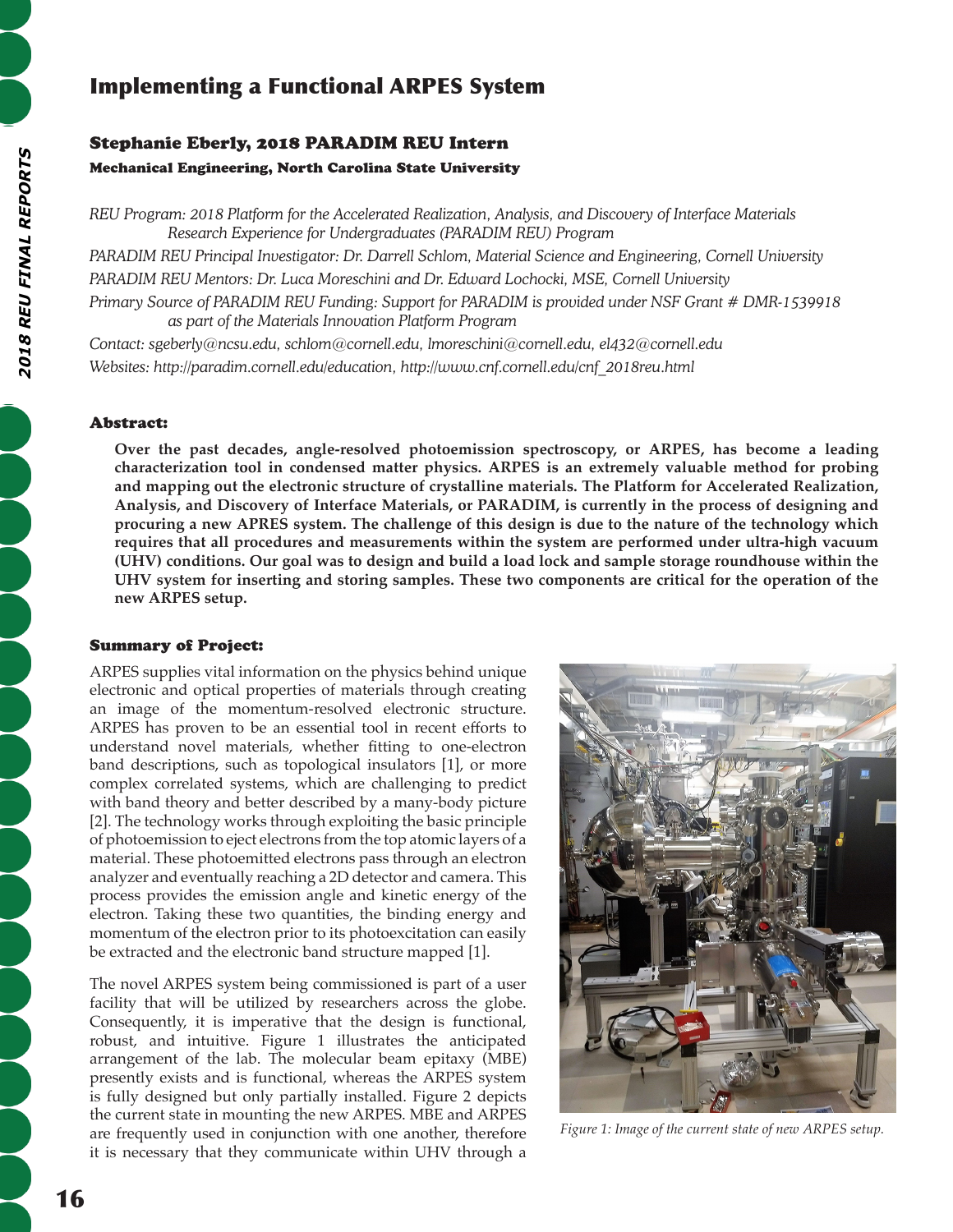# Implementing a Functional ARPES System

## Stephanie Eberly, 2018 PARADIM REU Intern

**Mechanical Engineering, North Carolina State University**

*REU Program: 2018 Platform for the Accelerated Realization, Analysis, and Discovery of Interface Materials Research Experience for Undergraduates (PARADIM REU) Program*

*PARADIM REU Principal Investigator: Dr. Darrell Schlom, Material Science and Engineering, Cornell University*

*PARADIM REU Mentors: Dr. Luca Moreschini and Dr. Edward Lochocki, MSE, Cornell University*

*Primary Source of PARADIM REU Funding: Support for PARADIM is provided under NSF Grant # DMR-1539918 as part of the Materials Innovation Platform Program*

*Contact: sgeberly@ncsu.edu, schlom@cornell.edu, lmoreschini@cornell.edu, el432@cornell.edu*

*Websites: http://paradim.cornell.edu/education, http://www.cnf.cornell.edu/cnf_2018reu.html*

### Abstract:

**Over the past decades, angle-resolved photoemission spectroscopy, or ARPES, has become a leading characterization tool in condensed matter physics. ARPES is an extremely valuable method for probing and mapping out the electronic structure of crystalline materials. The Platform for Accelerated Realization, Analysis, and Discovery of Interface Materials, or PARADIM, is currently in the process of designing and procuring a new APRES system. The challenge of this design is due to the nature of the technology which requires that all procedures and measurements within the system are performed under ultra-high vacuum (UHV) conditions. Our goal was to design and build a load lock and sample storage roundhouse within the UHV system for inserting and storing samples. These two components are critical for the operation of the new ARPES setup.**

### Summary of Project:

ARPES supplies vital information on the physics behind unique electronic and optical properties of materials through creating an image of the momentum-resolved electronic structure. ARPES has proven to be an essential tool in recent efforts to understand novel materials, whether fitting to one-electron band descriptions, such as topological insulators [1], or more complex correlated systems, which are challenging to predict with band theory and better described by a many-body picture [2]. The technology works through exploiting the basic principle of photoemission to eject electrons from the top atomic layers of a material. These photoemitted electrons pass through an electron analyzer and eventually reaching a 2D detector and camera. This process provides the emission angle and kinetic energy of the electron. Taking these two quantities, the binding energy and momentum of the electron prior to its photoexcitation can easily be extracted and the electronic band structure mapped [1].

The novel ARPES system being commissioned is part of a user facility that will be utilized by researchers across the globe. Consequently, it is imperative that the design is functional, robust, and intuitive. Figure 1 illustrates the anticipated arrangement of the lab. The molecular beam epitaxy (MBE) presently exists and is functional, whereas the ARPES system is fully designed but only partially installed. Figure 2 depicts the current state in mounting the new ARPES. MBE and ARPES are frequently used in conjunction with one another, therefore it is necessary that they communicate within UHV through a

*Figure 1: Image of the current state of new ARPES setup.*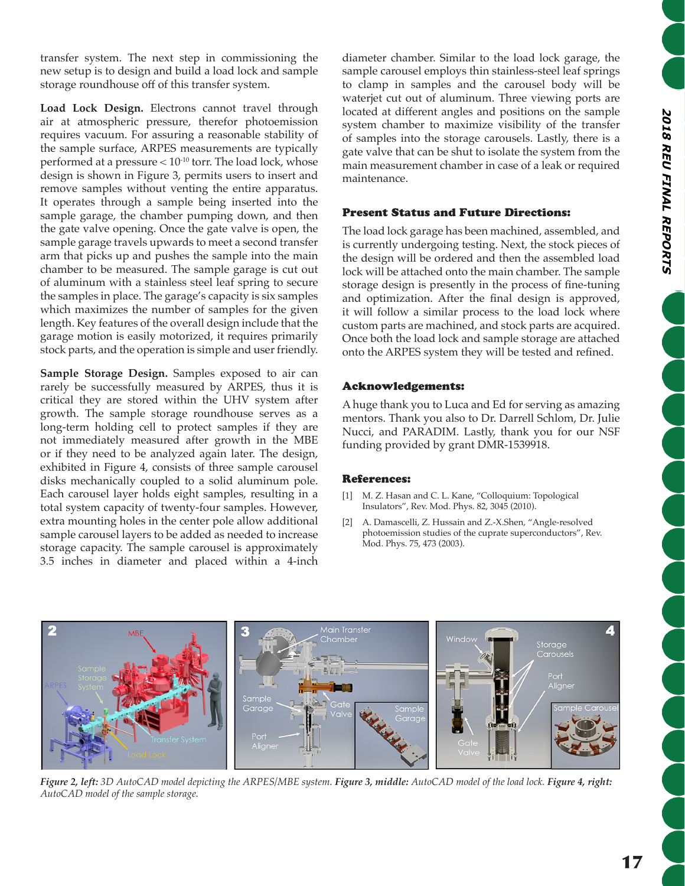transfer system. The next step in commissioning the new setup is to design and build a load lock and sample storage roundhouse off of this transfer system.

**Load Lock Design.** Electrons cannot travel through air at atmospheric pressure, therefor photoemission requires vacuum. For assuring a reasonable stability of the sample surface, ARPES measurements are typically performed at a pressure < $10^{-10}$ torr. The load lock, whose design is shown in Figure 3, permits users to insert and remove samples without venting the entire apparatus. It operates through a sample being inserted into the sample garage, the chamber pumping down, and then the gate valve opening. Once the gate valve is open, the sample garage travels upwards to meet a second transfer arm that picks up and pushes the sample into the main chamber to be measured. The sample garage is cut out of aluminum with a stainless steel leaf spring to secure the samples in place. The garage's capacity is six samples which maximizes the number of samples for the given length. Key features of the overall design include that the garage motion is easily motorized, it requires primarily stock parts, and the operation is simple and user friendly.

**Sample Storage Design.** Samples exposed to air can rarely be successfully measured by ARPES, thus it is critical they are stored within the UHV system after growth. The sample storage roundhouse serves as a long-term holding cell to protect samples if they are not immediately measured after growth in the MBE or if they need to be analyzed again later. The design, exhibited in Figure 4, consists of three sample carousel disks mechanically coupled to a solid aluminum pole. Each carousel layer holds eight samples, resulting in a total system capacity of twenty-four samples. However, extra mounting holes in the center pole allow additional sample carousel layers to be added as needed to increase storage capacity. The sample carousel is approximately 3.5 inches in diameter and placed within a 4-inch diameter chamber. Similar to the load lock garage, the sample carousel employs thin stainless-steel leaf springs to clamp in samples and the carousel body will be waterjet cut out of aluminum. Three viewing ports are located at different angles and positions on the sample system chamber to maximize visibility of the transfer of samples into the storage carousels. Lastly, there is a gate valve that can be shut to isolate the system from the main measurement chamber in case of a leak or required maintenance.

## Present Status and Future Directions:

The load lock garage has been machined, assembled, and is currently undergoing testing. Next, the stock pieces of the design will be ordered and then the assembled load lock will be attached onto the main chamber. The sample storage design is presently in the process of fine-tuning and optimization. After the final design is approved, it will follow a similar process to the load lock where custom parts are machined, and stock parts are acquired. Once both the load lock and sample storage are attached onto the ARPES system they will be tested and refined.

## Acknowledgements:

A huge thank you to Luca and Ed for serving as amazing mentors. Thank you also to Dr. Darrell Schlom, Dr. Julie Nucci, and PARADIM. Lastly, thank you for our NSF funding provided by grant DMR-1539918.

## References:

[1] M. Z. Hasan and C. L. Kane, "Colloquium: Topological Insulators", Rev. Mod. Phys. 82, 3045 (2010).

[2] A. Damascelli, Z. Hussain and Z.-X.Shen, "Angle-resolved photoemission studies of the cuprate superconductors", Rev. Mod. Phys. 75, 473 (2003).

2
MBE
Sample Storage System
ARPES
Transfer System
Load Lock

3
Main Transfer Chamber
Sample Garage
Gate Valve
Port Aligner
Sample Garage

4
Window
Storage Carousels
Port Aligner
Gate Valve
Sample Carousel

***Figure 2, left:*** *3D AutoCAD model depicting the ARPES/MBE system.* ***Figure 3, middle:*** *AutoCAD model of the load lock.* ***Figure 4, right:*** *AutoCAD model of the sample storage.*